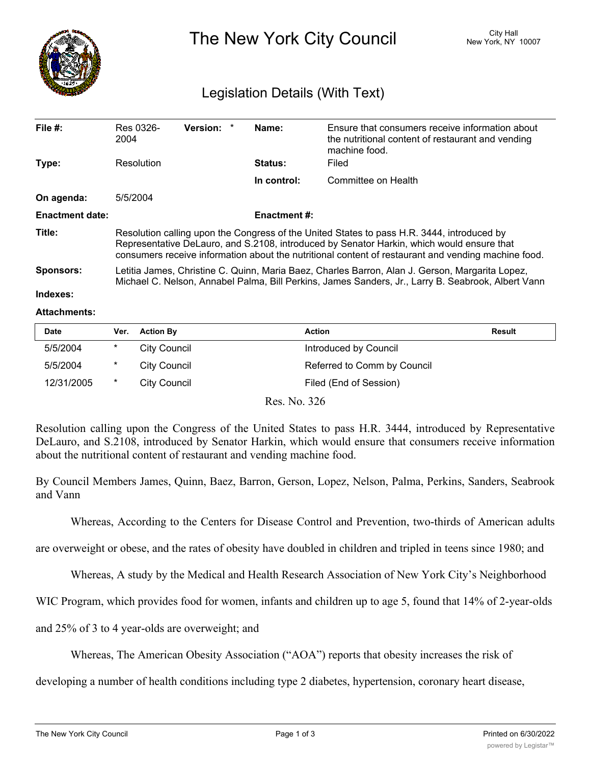# The New York City Council

City Hall
New York, NY 10007

## Legislation Details (With Text)

| | | | |
|---|---|---|---|
| **File #:** | Res 0326-2004 **Version:** * | **Name:** | Ensure that consumers receive information about the nutritional content of restaurant and vending machine food. |
| **Type:** | Resolution | **Status:** | Filed |
| | | **In control:** | Committee on Health |
| **On agenda:** | 5/5/2004 | | |
| **Enactment date:** | | **Enactment #:** | |

**Title:** Resolution calling upon the Congress of the United States to pass H.R. 3444, introduced by Representative DeLauro, and S.2108, introduced by Senator Harkin, which would ensure that consumers receive information about the nutritional content of restaurant and vending machine food.

**Sponsors:** Letitia James, Christine C. Quinn, Maria Baez, Charles Barron, Alan J. Gerson, Margarita Lopez, Michael C. Nelson, Annabel Palma, Bill Perkins, James Sanders, Jr., Larry B. Seabrook, Albert Vann

**Indexes:**

**Attachments:**

| Date | Ver. | Action By | Action | Result |
|---|---|---|---|---|
| 5/5/2004 | * | City Council | Introduced by Council | |
| 5/5/2004 | * | City Council | Referred to Comm by Council | |
| 12/31/2005 | * | City Council | Filed (End of Session) | |

Res. No. 326

Resolution calling upon the Congress of the United States to pass H.R. 3444, introduced by Representative DeLauro, and S.2108, introduced by Senator Harkin, which would ensure that consumers receive information about the nutritional content of restaurant and vending machine food.

By Council Members James, Quinn, Baez, Barron, Gerson, Lopez, Nelson, Palma, Perkins, Sanders, Seabrook and Vann

Whereas, According to the Centers for Disease Control and Prevention, two-thirds of American adults are overweight or obese, and the rates of obesity have doubled in children and tripled in teens since 1980; and

Whereas, A study by the Medical and Health Research Association of New York City's Neighborhood WIC Program, which provides food for women, infants and children up to age 5, found that 14% of 2-year-olds and 25% of 3 to 4 year-olds are overweight; and

Whereas, The American Obesity Association ("AOA") reports that obesity increases the risk of developing a number of health conditions including type 2 diabetes, hypertension, coronary heart disease,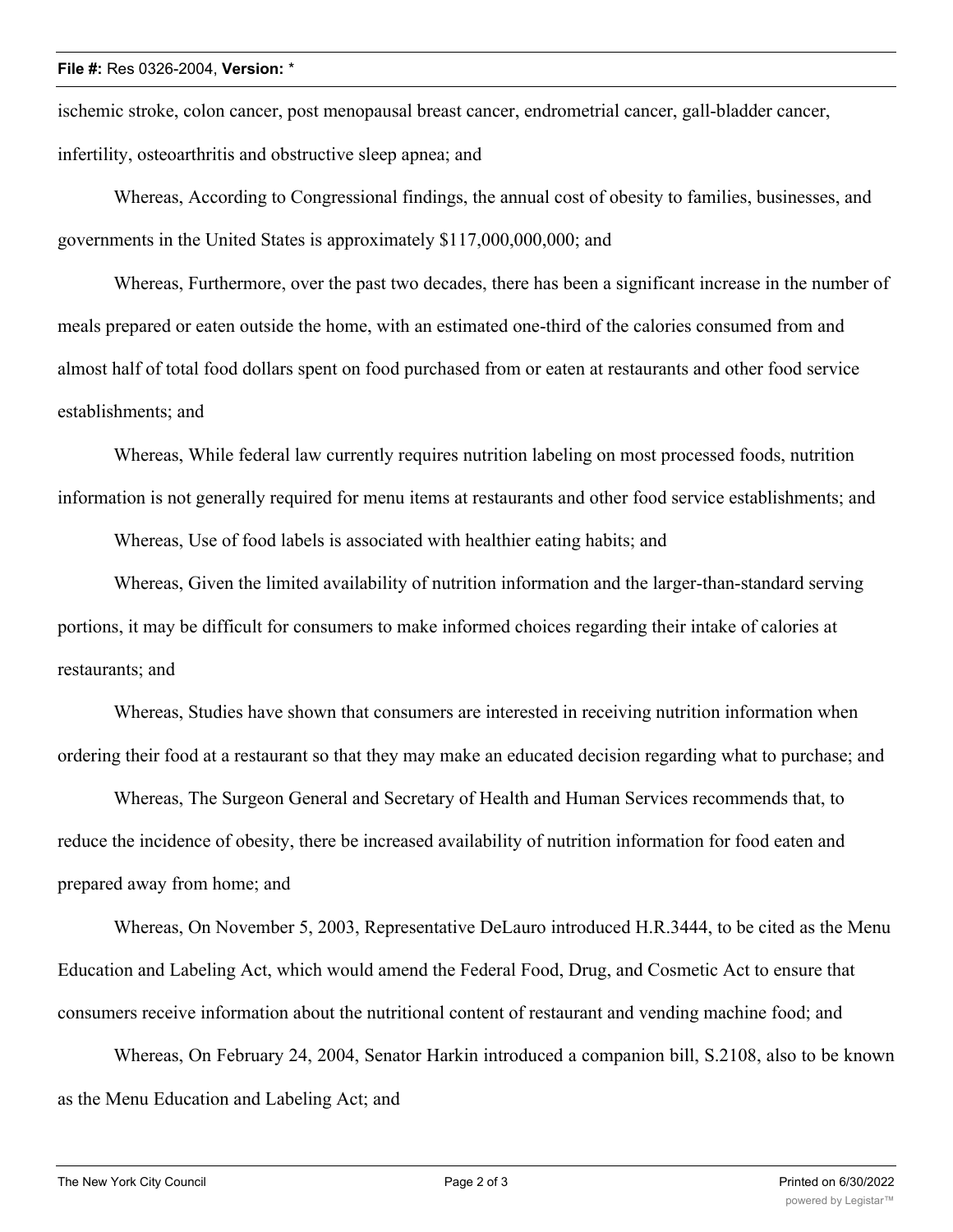ischemic stroke, colon cancer, post menopausal breast cancer, endometrial cancer, gall-bladder cancer, infertility, osteoarthritis and obstructive sleep apnea; and

Whereas, According to Congressional findings, the annual cost of obesity to families, businesses, and governments in the United States is approximately $117,000,000,000; and

Whereas, Furthermore, over the past two decades, there has been a significant increase in the number of meals prepared or eaten outside the home, with an estimated one-third of the calories consumed from and almost half of total food dollars spent on food purchased from or eaten at restaurants and other food service establishments; and

Whereas, While federal law currently requires nutrition labeling on most processed foods, nutrition information is not generally required for menu items at restaurants and other food service establishments; and

Whereas, Use of food labels is associated with healthier eating habits; and

Whereas, Given the limited availability of nutrition information and the larger-than-standard serving portions, it may be difficult for consumers to make informed choices regarding their intake of calories at restaurants; and

Whereas, Studies have shown that consumers are interested in receiving nutrition information when ordering their food at a restaurant so that they may make an educated decision regarding what to purchase; and

Whereas, The Surgeon General and Secretary of Health and Human Services recommends that, to reduce the incidence of obesity, there be increased availability of nutrition information for food eaten and prepared away from home; and

Whereas, On November 5, 2003, Representative DeLauro introduced H.R.3444, to be cited as the Menu Education and Labeling Act, which would amend the Federal Food, Drug, and Cosmetic Act to ensure that consumers receive information about the nutritional content of restaurant and vending machine food; and

Whereas, On February 24, 2004, Senator Harkin introduced a companion bill, S.2108, also to be known as the Menu Education and Labeling Act; and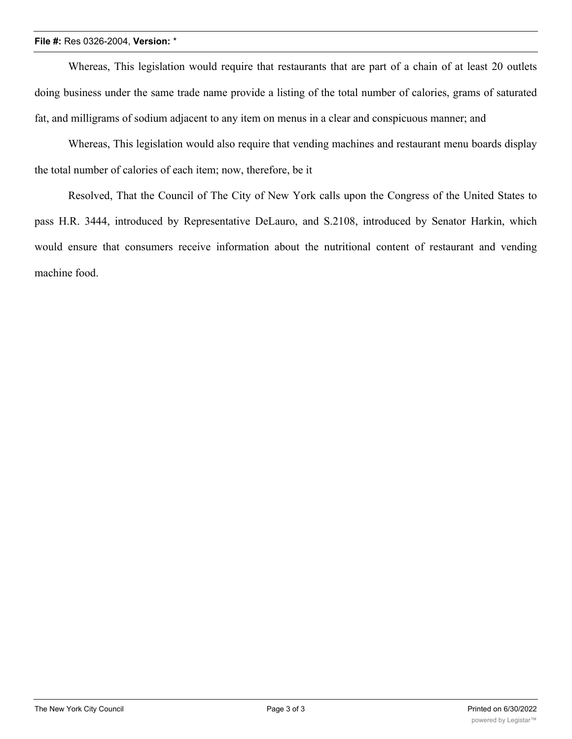Whereas, This legislation would require that restaurants that are part of a chain of at least 20 outlets doing business under the same trade name provide a listing of the total number of calories, grams of saturated fat, and milligrams of sodium adjacent to any item on menus in a clear and conspicuous manner; and

Whereas, This legislation would also require that vending machines and restaurant menu boards display the total number of calories of each item; now, therefore, be it

Resolved, That the Council of The City of New York calls upon the Congress of the United States to pass H.R. 3444, introduced by Representative DeLauro, and S.2108, introduced by Senator Harkin, which would ensure that consumers receive information about the nutritional content of restaurant and vending machine food.